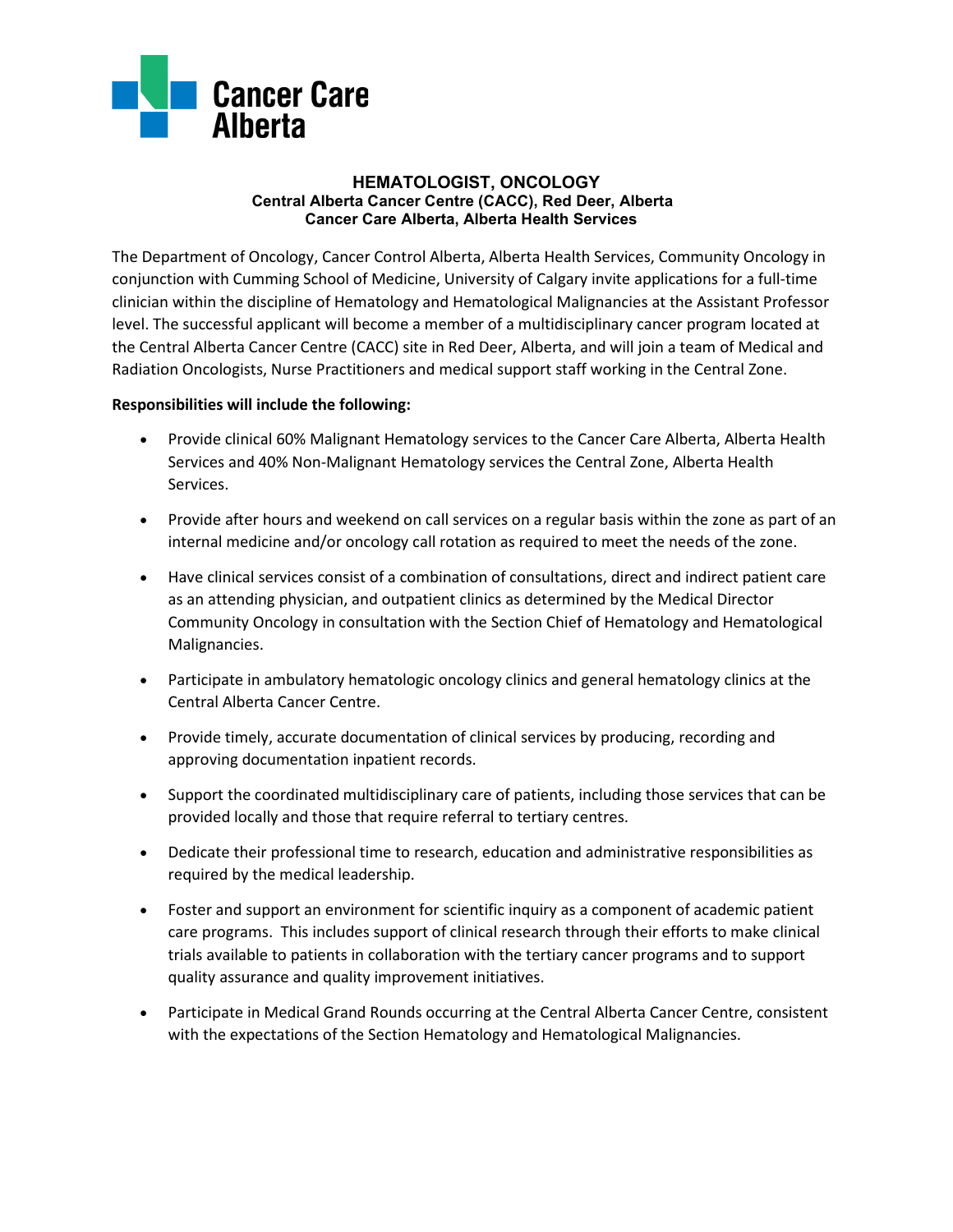Cancer Care Alberta

# HEMATOLOGIST, ONCOLOGY

**Central Alberta Cancer Centre (CACC), Red Deer, Alberta**
**Cancer Care Alberta, Alberta Health Services**

The Department of Oncology, Cancer Control Alberta, Alberta Health Services, Community Oncology in conjunction with Cumming School of Medicine, University of Calgary invite applications for a full-time clinician within the discipline of Hematology and Hematological Malignancies at the Assistant Professor level. The successful applicant will become a member of a multidisciplinary cancer program located at the Central Alberta Cancer Centre (CACC) site in Red Deer, Alberta, and will join a team of Medical and Radiation Oncologists, Nurse Practitioners and medical support staff working in the Central Zone.

**Responsibilities will include the following:**

- Provide clinical 60% Malignant Hematology services to the Cancer Care Alberta, Alberta Health Services and 40% Non-Malignant Hematology services the Central Zone, Alberta Health Services.
- Provide after hours and weekend on call services on a regular basis within the zone as part of an internal medicine and/or oncology call rotation as required to meet the needs of the zone.
- Have clinical services consist of a combination of consultations, direct and indirect patient care as an attending physician, and outpatient clinics as determined by the Medical Director Community Oncology in consultation with the Section Chief of Hematology and Hematological Malignancies.
- Participate in ambulatory hematologic oncology clinics and general hematology clinics at the Central Alberta Cancer Centre.
- Provide timely, accurate documentation of clinical services by producing, recording and approving documentation inpatient records.
- Support the coordinated multidisciplinary care of patients, including those services that can be provided locally and those that require referral to tertiary centres.
- Dedicate their professional time to research, education and administrative responsibilities as required by the medical leadership.
- Foster and support an environment for scientific inquiry as a component of academic patient care programs. This includes support of clinical research through their efforts to make clinical trials available to patients in collaboration with the tertiary cancer programs and to support quality assurance and quality improvement initiatives.
- Participate in Medical Grand Rounds occurring at the Central Alberta Cancer Centre, consistent with the expectations of the Section Hematology and Hematological Malignancies.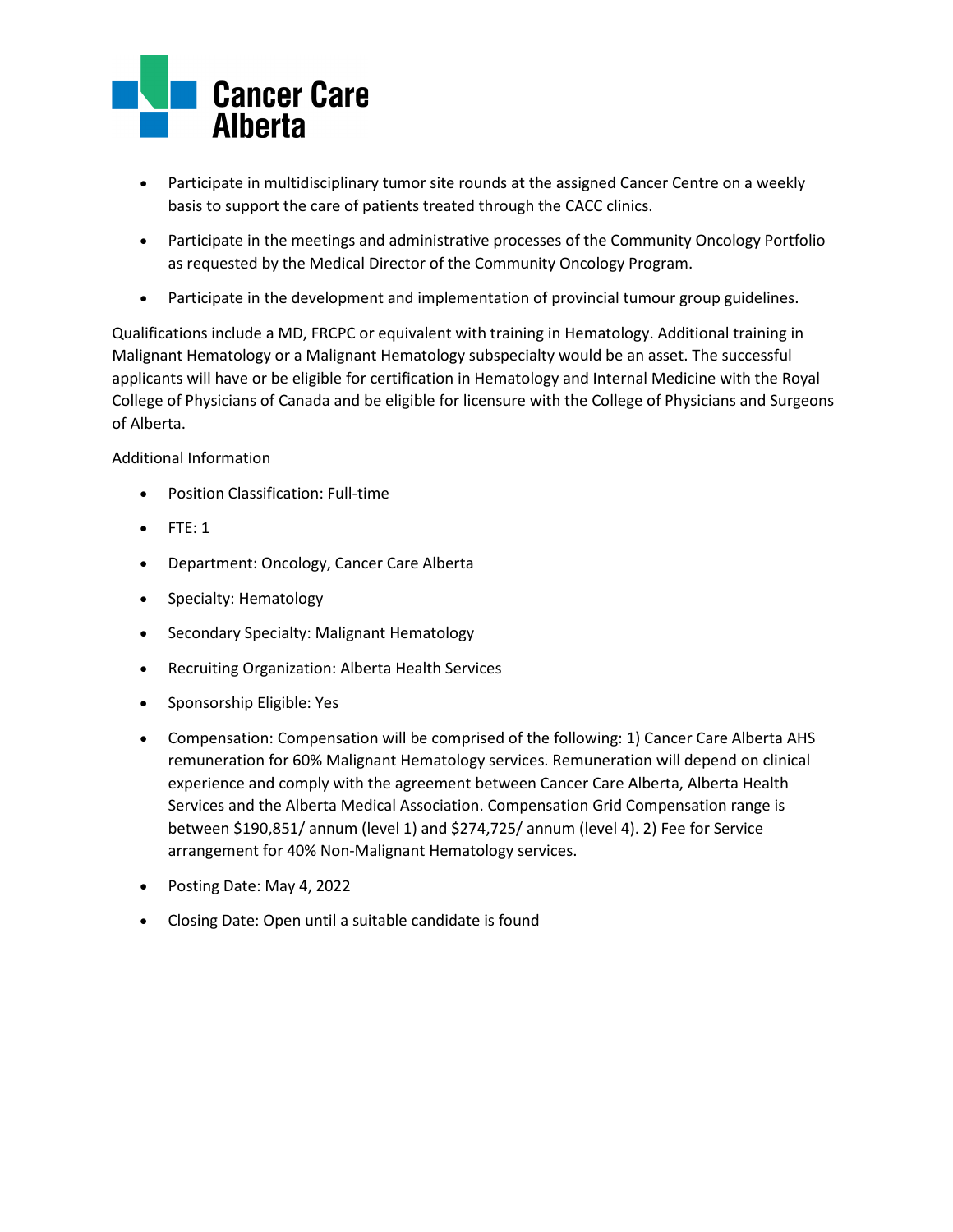- Participate in multidisciplinary tumor site rounds at the assigned Cancer Centre on a weekly basis to support the care of patients treated through the CACC clinics.
- Participate in the meetings and administrative processes of the Community Oncology Portfolio as requested by the Medical Director of the Community Oncology Program.
- Participate in the development and implementation of provincial tumour group guidelines.

Qualifications include a MD, FRCPC or equivalent with training in Hematology. Additional training in Malignant Hematology or a Malignant Hematology subspecialty would be an asset. The successful applicants will have or be eligible for certification in Hematology and Internal Medicine with the Royal College of Physicians of Canada and be eligible for licensure with the College of Physicians and Surgeons of Alberta.

Additional Information

- Position Classification: Full-time
- FTE: 1
- Department: Oncology, Cancer Care Alberta
- Specialty: Hematology
- Secondary Specialty: Malignant Hematology
- Recruiting Organization: Alberta Health Services
- Sponsorship Eligible: Yes
- Compensation: Compensation will be comprised of the following: 1) Cancer Care Alberta AHS remuneration for 60% Malignant Hematology services. Remuneration will depend on clinical experience and comply with the agreement between Cancer Care Alberta, Alberta Health Services and the Alberta Medical Association. Compensation Grid Compensation range is between $190,851/ annum (level 1) and $274,725/ annum (level 4). 2) Fee for Service arrangement for 40% Non-Malignant Hematology services.
- Posting Date: May 4, 2022
- Closing Date: Open until a suitable candidate is found